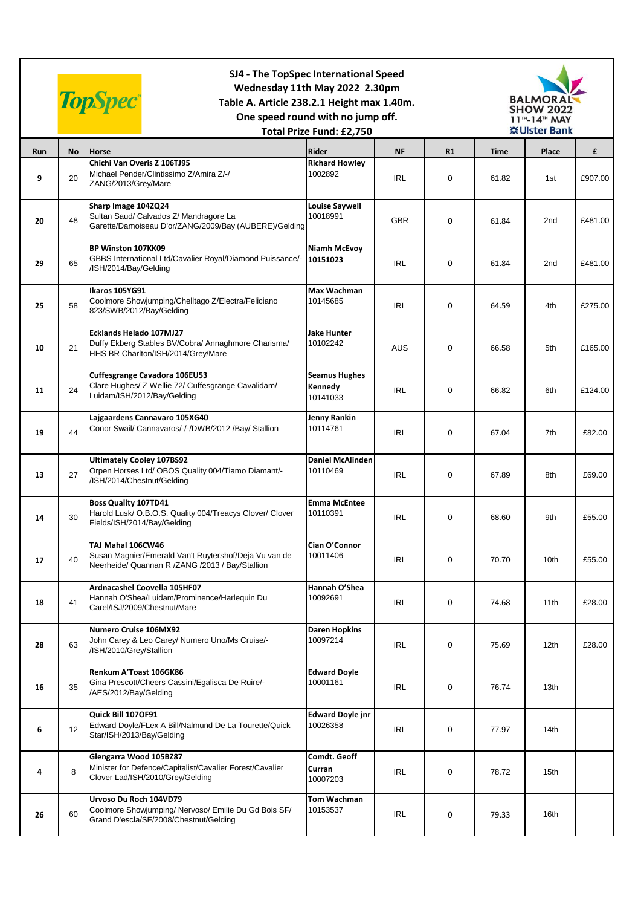# SJ4 - The TopSpec International Speed

**Wednesday 11th May 2022 2.30pm**

**Table A. Article 238.2.1 Height max 1.40m.**

**One speed round with no jump off.**

**Total Prize Fund: £2,750**

TopSpec

BALMORAL SHOW 2022 11TH-14TH MAY Ulster Bank

| Run | No | Horse | Rider | NF | R1 | Time | Place | £ |
|---|---|---|---|---|---|---|---|---|
| 9 | 20 | **Chichi Van Overis Z 106TJ95** Michael Pender/Clintissimo Z/Amira Z/-/ ZANG/2013/Grey/Mare | **Richard Howley** 1002892 | IRL | 0 | 61.82 | 1st | £907.00 |
| 20 | 48 | **Sharp Image 104ZQ24** Sultan Saud/ Calvados Z/ Mandragore La Garette/Damoiseau D'or/ZANG/2009/Bay (AUBERE)/Gelding | **Louise Saywell** 10018991 | GBR | 0 | 61.84 | 2nd | £481.00 |
| 29 | 65 | **BP Winston 107KK09** GBBS International Ltd/Cavalier Royal/Diamond Puissance/-/ISH/2014/Bay/Gelding | **Niamh McEvoy** **10151023** | IRL | 0 | 61.84 | 2nd | £481.00 |
| 25 | 58 | **Ikaros 105YG91** Coolmore Showjumping/Chelltago Z/Electra/Feliciano 823/SWB/2012/Bay/Gelding | **Max Wachman** 10145685 | IRL | 0 | 64.59 | 4th | £275.00 |
| 10 | 21 | **Ecklands Helado 107MJ27** Duffy Ekberg Stables BV/Cobra/ Annaghmore Charisma/ HHS BR Charlton/ISH/2014/Grey/Mare | **Jake Hunter** 10102242 | AUS | 0 | 66.58 | 5th | £165.00 |
| 11 | 24 | **Cuffesgrange Cavadora 106EU53** Clare Hughes/ Z Wellie 72/ Cuffesgrange Cavalidam/ Luidam/ISH/2012/Bay/Gelding | **Seamus Hughes Kennedy** 10141033 | IRL | 0 | 66.82 | 6th | £124.00 |
| 19 | 44 | **Lajgaardens Cannavaro 105XG40** Conor Swail/ Cannavaros/-/-/DWB/2012 /Bay/ Stallion | **Jenny Rankin** 10114761 | IRL | 0 | 67.04 | 7th | £82.00 |
| 13 | 27 | **Ultimately Cooley 107BS92** Orpen Horses Ltd/ OBOS Quality 004/Tiamo Diamant/-/ISH/2014/Chestnut/Gelding | **Daniel McAlinden** 10110469 | IRL | 0 | 67.89 | 8th | £69.00 |
| 14 | 30 | **Boss Quality 107TD41** Harold Lusk/ O.B.O.S. Quality 004/Treacys Clover/ Clover Fields/ISH/2014/Bay/Gelding | **Emma McEntee** 10110391 | IRL | 0 | 68.60 | 9th | £55.00 |
| 17 | 40 | **TAJ Mahal 106CW46** Susan Magnier/Emerald Van't Ruytershof/Deja Vu van de Neerheide/ Quannan R /ZANG /2013 / Bay/Stallion | **Cian O'Connor** 10011406 | IRL | 0 | 70.70 | 10th | £55.00 |
| 18 | 41 | **Ardnacashel Coovella 105HF07** Hannah O'Shea/Luidam/Prominence/Harlequin Du Carel/ISJ/2009/Chestnut/Mare | **Hannah O'Shea** 10092691 | IRL | 0 | 74.68 | 11th | £28.00 |
| 28 | 63 | **Numero Cruise 106MX92** John Carey & Leo Carey/ Numero Uno/Ms Cruise/-/ISH/2010/Grey/Stallion | **Daren Hopkins** 10097214 | IRL | 0 | 75.69 | 12th | £28.00 |
| 16 | 35 | **Renkum A'Toast 106GK86** Gina Prescott/Cheers Cassini/Egalisca De Ruire/-/AES/2012/Bay/Gelding | **Edward Doyle** 10001161 | IRL | 0 | 76.74 | 13th | |
| 6 | 12 | **Quick Bill 107OF91** Edward Doyle/FLex A Bill/Nalmund De La Tourette/Quick Star/ISH/2013/Bay/Gelding | **Edward Doyle jnr** 10026358 | IRL | 0 | 77.97 | 14th | |
| 4 | 8 | **Glengarra Wood 105BZ87** Minister for Defence/Capitalist/Cavalier Forest/Cavalier Clover Lad/ISH/2010/Grey/Gelding | **Comdt. Geoff Curran** 10007203 | IRL | 0 | 78.72 | 15th | |
| 26 | 60 | **Urvoso Du Roch 104VD79** Coolmore Showjumping/ Nervoso/ Emilie Du Gd Bois SF/ Grand D'escla/SF/2008/Chestnut/Gelding | **Tom Wachman** 10153537 | IRL | 0 | 79.33 | 16th | |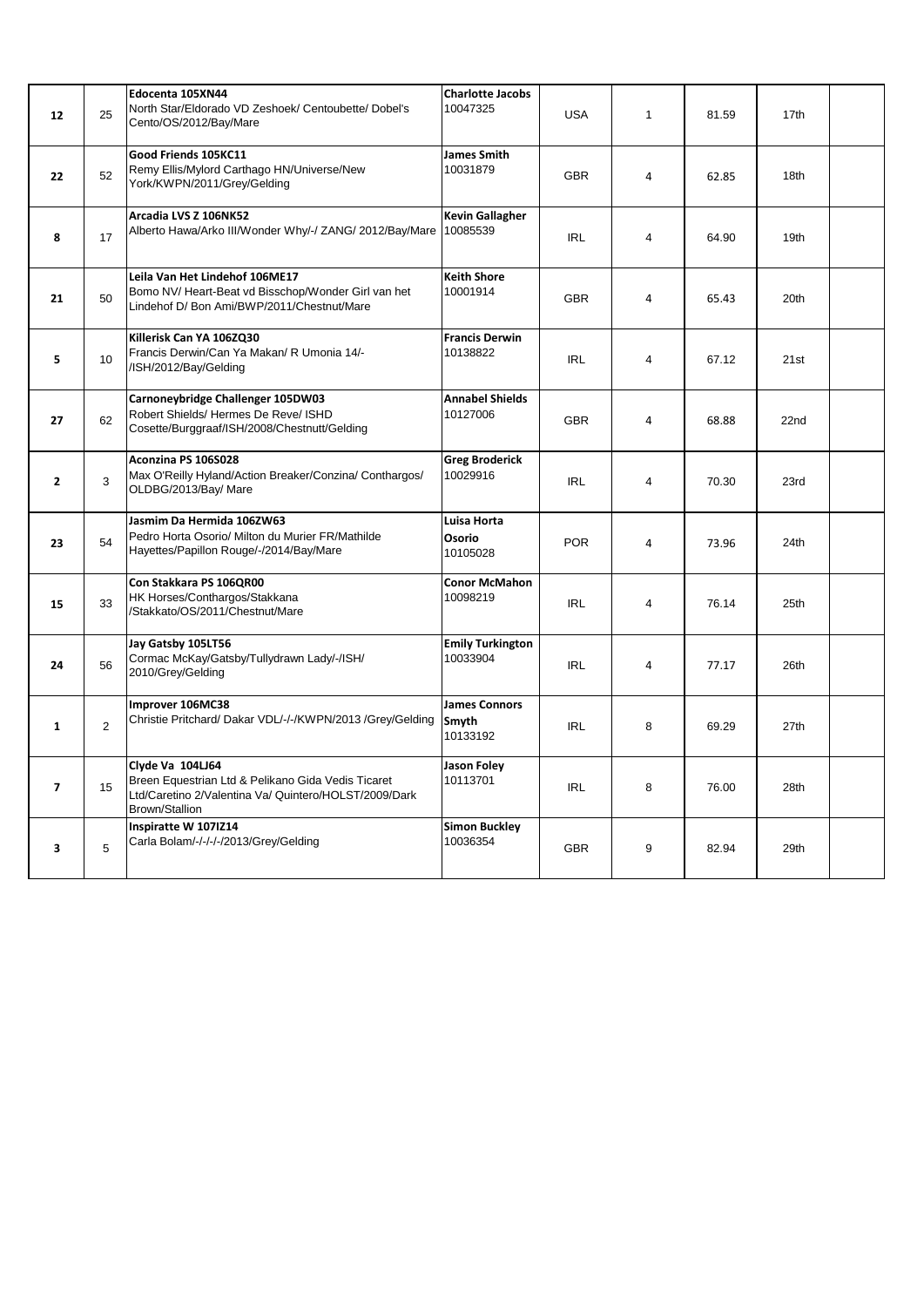| | | | | | | | | |
|---|---|---|---|---|---|---|---|---|
| **12** | 25 | **Edocenta 105XN44** North Star/Eldorado VD Zeshoek/ Centoubette/ Dobel's Cento/OS/2012/Bay/Mare | **Charlotte Jacobs** 10047325 | USA | 1 | 81.59 | 17th | |
| **22** | 52 | **Good Friends 105KC11** Remy Ellis/Mylord Carthago HN/Universe/New York/KWPN/2011/Grey/Gelding | **James Smith** 10031879 | GBR | 4 | 62.85 | 18th | |
| **8** | 17 | **Arcadia LVS Z 106NK52** Alberto Hawa/Arko III/Wonder Why/-/ ZANG/ 2012/Bay/Mare | **Kevin Gallagher** 10085539 | IRL | 4 | 64.90 | 19th | |
| **21** | 50 | **Leila Van Het Lindehof 106ME17** Bomo NV/ Heart-Beat vd Bisschop/Wonder Girl van het Lindehof D/ Bon Ami/BWP/2011/Chestnut/Mare | **Keith Shore** 10001914 | GBR | 4 | 65.43 | 20th | |
| **5** | 10 | **Killerisk Can YA 106ZQ30** Francis Derwin/Can Ya Makan/ R Umonia 14/-/ISH/2012/Bay/Gelding | **Francis Derwin** 10138822 | IRL | 4 | 67.12 | 21st | |
| **27** | 62 | **Carnoneybridge Challenger 105DW03** Robert Shields/ Hermes De Reve/ ISHD Cosette/Burggraaf/ISH/2008/Chestnutt/Gelding | **Annabel Shields** 10127006 | GBR | 4 | 68.88 | 22nd | |
| **2** | 3 | **Aconzina PS 106SO28** Max O'Reilly Hyland/Action Breaker/Conzina/ Conthargos/ OLDBG/2013/Bay/ Mare | **Greg Broderick** 10029916 | IRL | 4 | 70.30 | 23rd | |
| **23** | 54 | **Jasmim Da Hermida 106ZW63** Pedro Horta Osorio/ Milton du Murier FR/Mathilde Hayettes/Papillon Rouge/-/2014/Bay/Mare | **Luisa Horta Osorio** 10105028 | POR | 4 | 73.96 | 24th | |
| **15** | 33 | **Con Stakkara PS 106QR00** HK Horses/Conthargos/Stakkana /Stakkato/OS/2011/Chestnut/Mare | **Conor McMahon** 10098219 | IRL | 4 | 76.14 | 25th | |
| **24** | 56 | **Jay Gatsby 105LT56** Cormac McKay/Gatsby/Tullydrawn Lady/-/ISH/ 2010/Grey/Gelding | **Emily Turkington** 10033904 | IRL | 4 | 77.17 | 26th | |
| **1** | 2 | **Improver 106MC38** Christie Pritchard/ Dakar VDL/-/-/KWPN/2013 /Grey/Gelding | **James Connors Smyth** 10133192 | IRL | 8 | 69.29 | 27th | |
| **7** | 15 | **Clyde Va 104LJ64** Breen Equestrian Ltd & Pelikano Gida Vedis Ticaret Ltd/Caretino 2/Valentina Va/ Quintero/HOLST/2009/Dark Brown/Stallion | **Jason Foley** 10113701 | IRL | 8 | 76.00 | 28th | |
| **3** | 5 | **Inspiratte W 107IZ14** Carla Bolam/-/-/-/-/2013/Grey/Gelding | **Simon Buckley** 10036354 | GBR | 9 | 82.94 | 29th | |